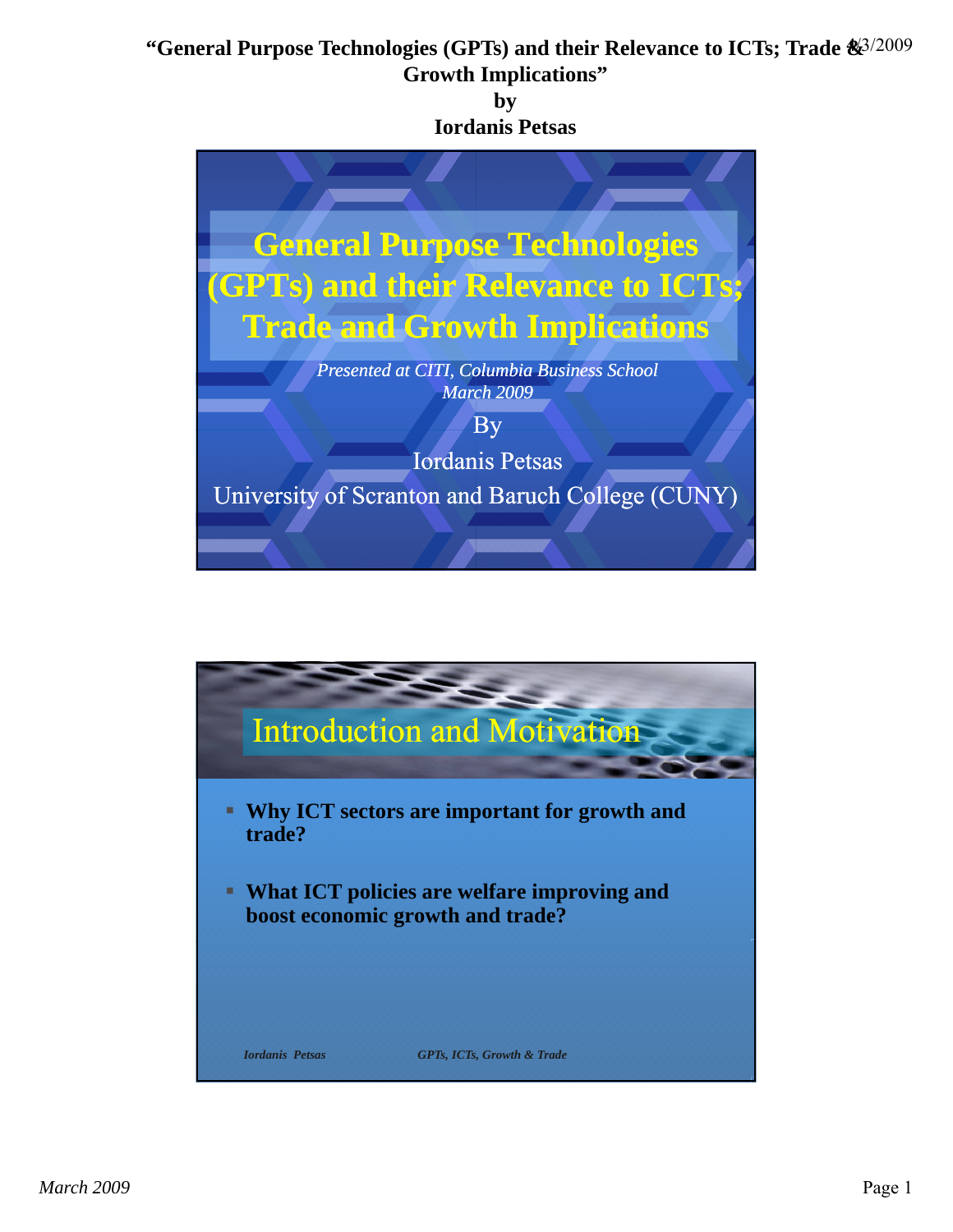# General Purpose Technologies (GPTs) and their Relevance to ICTs; Trade and Growth Implications

*Presented at CITI, Columbia Business School*
*March 2009*

By

Iordanis Petsas

University of Scranton and Baruch College (CUNY)

## Introduction and Motivation

- **Why ICT sectors are important for growth and trade?**
- **What ICT policies are welfare improving and boost economic growth and trade?**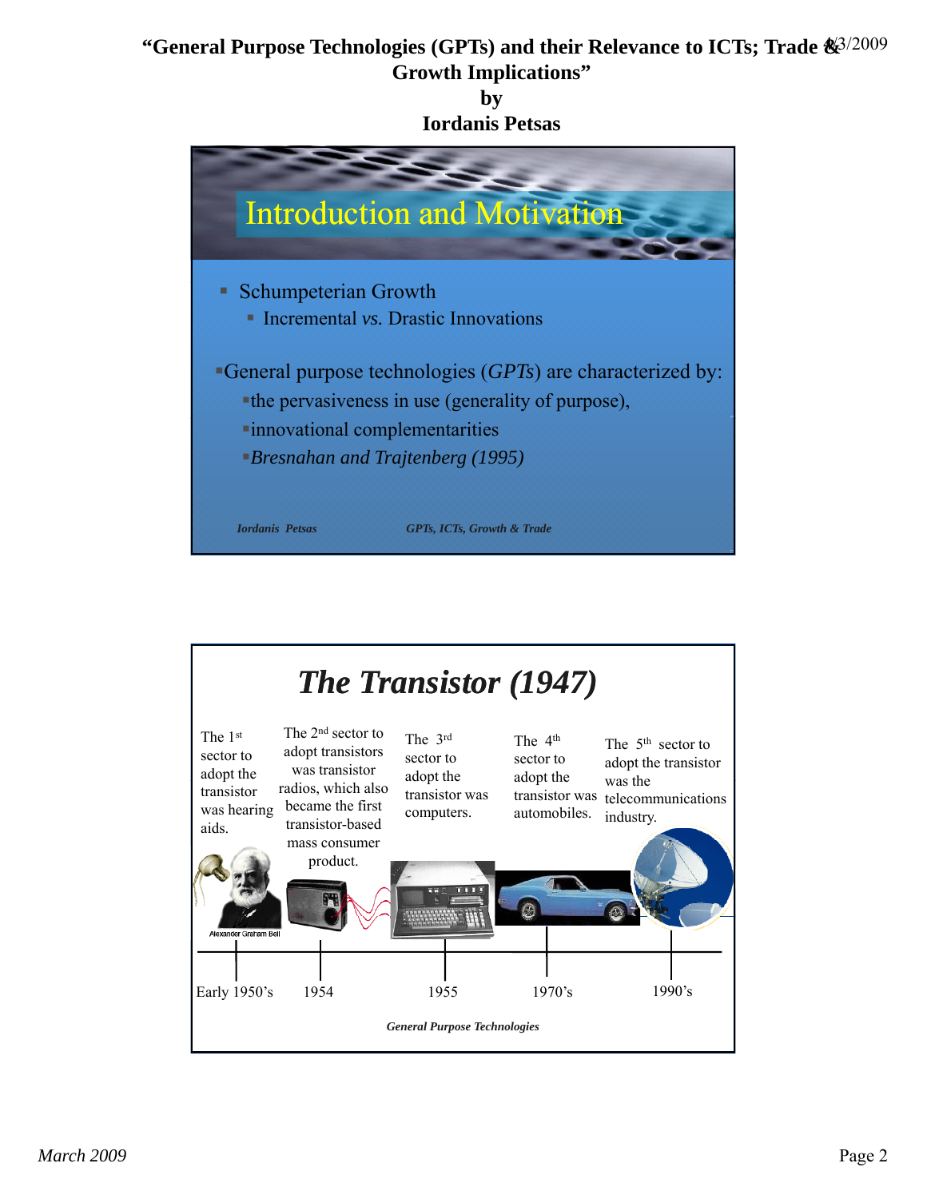**"General Purpose Technologies (GPTs) and their Relevance to ICTs; Trade & Growth Implications"**
**by**
**Iordanis Petsas**

## Introduction and Motivation

- Schumpeterian Growth
  - Incremental *vs.* Drastic Innovations

- General purpose technologies (*GPTs*) are characterized by:
  - the pervasiveness in use (generality of purpose),
  - innovational complementarities
  - *Bresnahan and Trajtenberg (1995)*

*Iordanis Petsas* *GPTs, ICTs, Growth & Trade*

## *The Transistor (1947)*

The 1st sector to adopt the transistor was hearing aids.

The 2nd sector to adopt transistors was transistor radios, which also became the first transistor-based mass consumer product.

The 3rd sector to adopt the transistor was computers.

The 4th sector to adopt the transistor was automobiles.

The 5th sector to adopt the transistor was the telecommunications industry.

Alexander Graham Bell

Early 1950's

1954

1955

1970's

1990's

*General Purpose Technologies*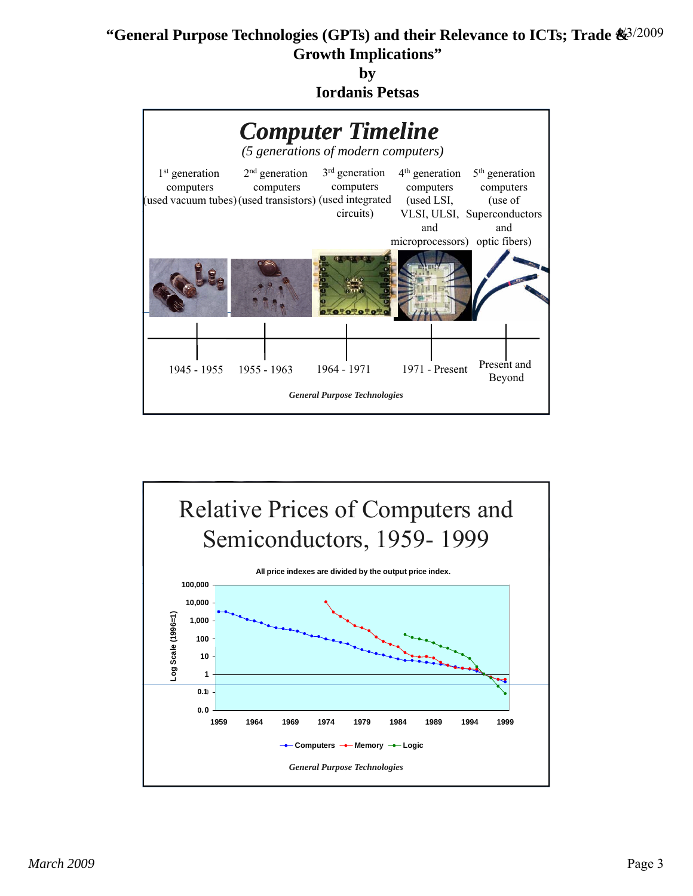## Computer Timeline

*(5 generations of modern computers)*

1st generation computers (used vacuum tubes)

2nd generation computers (used transistors)

3rd generation computers (used integrated circuits)

4th generation computers (used LSI, VLSI, ULSI, and microprocessors)

5th generation computers (use of Superconductors and optic fibers)

1945 - 1955

1955 - 1963

1964 - 1971

1971 - Present

Present and Beyond

*General Purpose Technologies*

## Relative Prices of Computers and Semiconductors, 1959- 1999

All price indexes are divided by the output price index.

Log Scale (1996=1)

100,000
10,000
1,000
100
10
1
0.1
0.0

1959 1964 1969 1974 1979 1984 1989 1994 1999

Computers Memory Logic

*General Purpose Technologies*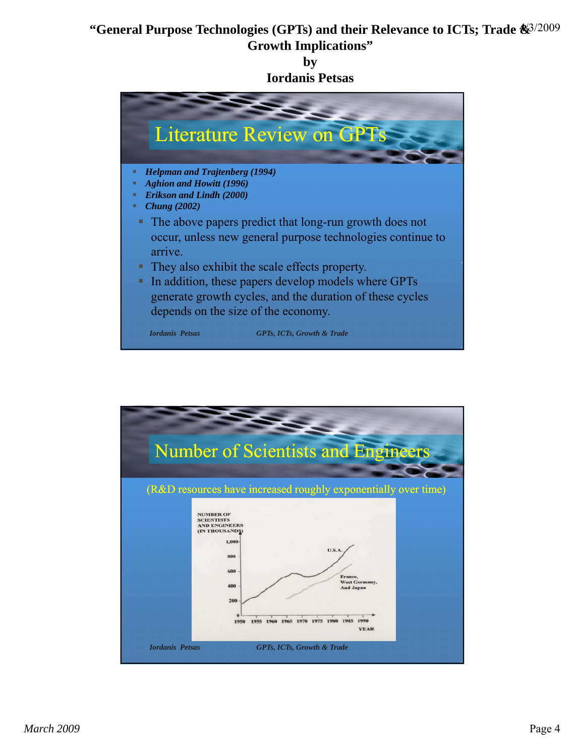## Literature Review on GPTs

- ***Helpman and Trajtenberg (1994)***
- ***Aghion and Howitt (1996)***
- ***Erikson and Lindh (2000)***
- ***Chung (2002)***

- The above papers predict that long-run growth does not occur, unless new general purpose technologies continue to arrive.
- They also exhibit the scale effects property.
- In addition, these papers develop models where GPTs generate growth cycles, and the duration of these cycles depends on the size of the economy.

## Number of Scientists and Engineers

(R&D resources have increased roughly exponentially over time)

NUMBER OF SCIENTISTS AND ENGINEERS (IN THOUSANDS)

1,000
800
600
400
200
0

1950 1955 1960 1965 1970 1975 1980 1985 1990

YEAR

U.S.A.

France, West Germany, And Japan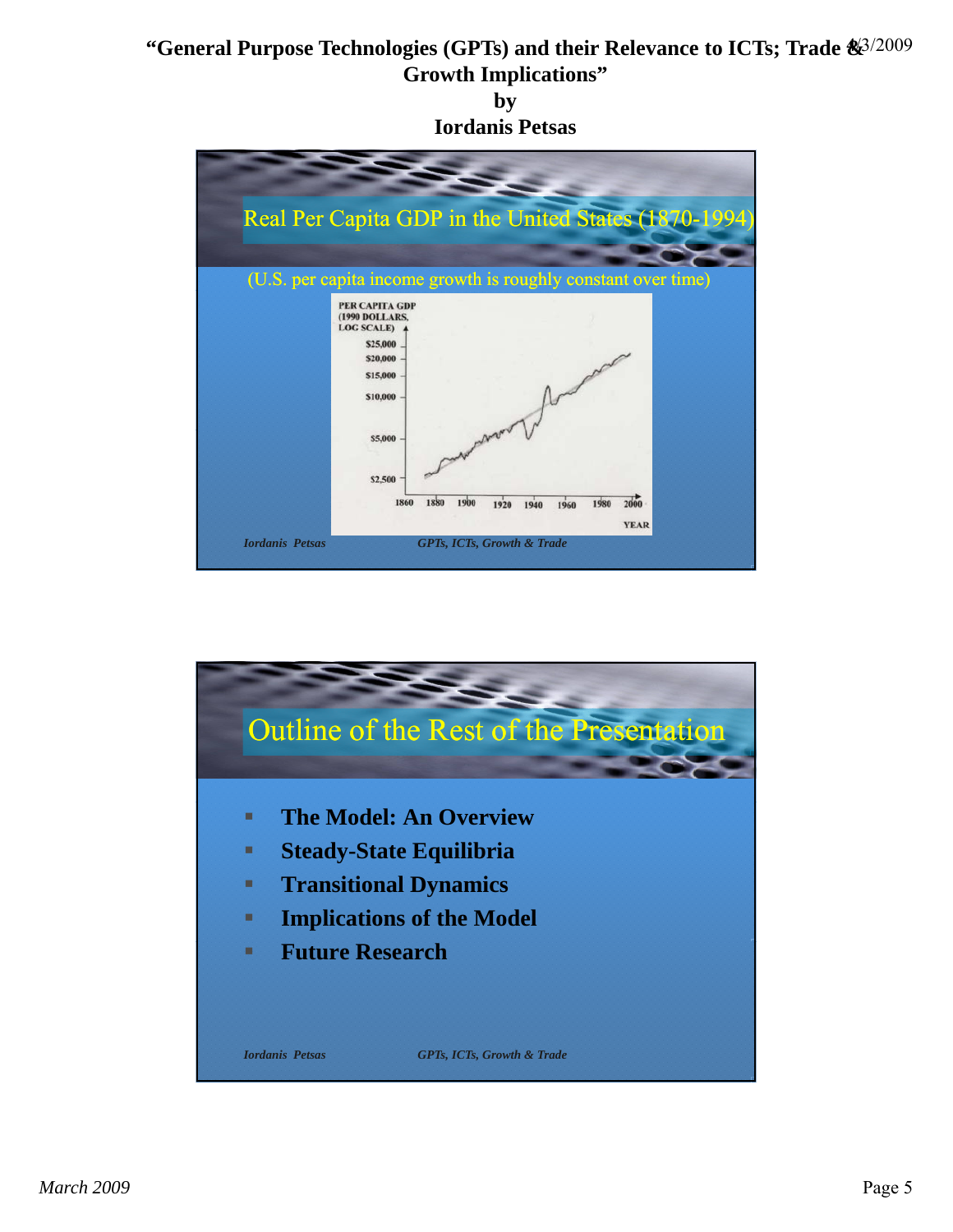## Real Per Capita GDP in the United States (1870-1994)

(U.S. per capita income growth is roughly constant over time)

PER CAPITA GDP
(1990 DOLLARS,
LOG SCALE)

$25,000
$20,000
$15,000
$10,000
$5,000
$2,500

1860 1880 1900 1920 1940 1960 1980 2000

YEAR

*Iordanis Petsas* *GPTs, ICTs, Growth & Trade*

## Outline of the Rest of the Presentation

- **The Model: An Overview**
- **Steady-State Equilibria**
- **Transitional Dynamics**
- **Implications of the Model**
- **Future Research**

*Iordanis Petsas* *GPTs, ICTs, Growth & Trade*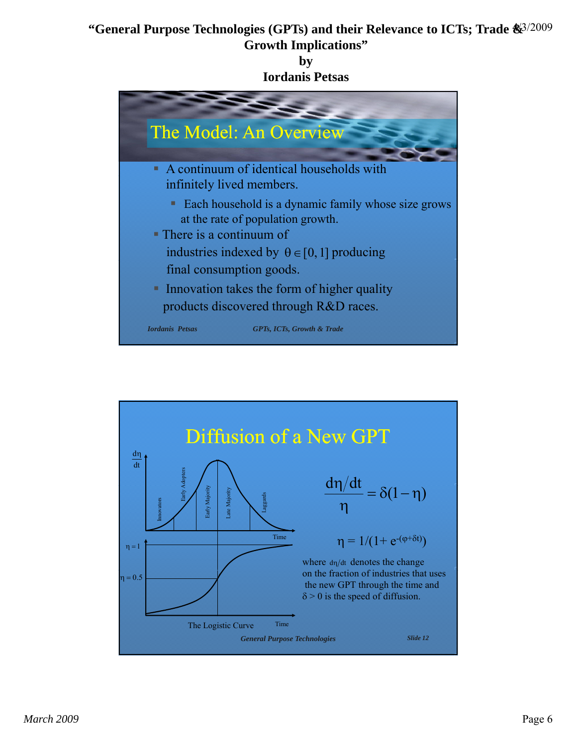## The Model: An Overview

- A continuum of identical households with infinitely lived members.
  - Each household is a dynamic family whose size grows at the rate of population growth.
- There is a continuum of industries indexed by $\theta \in [0, 1]$ producing final consumption goods.
- Innovation takes the form of higher quality products discovered through R&D races.

*Iordanis Petsas* *GPTs, ICTs, Growth & Trade*

## Diffusion of a New GPT

$\frac{d\eta}{dt}$

Innovators

Early Adopters

Early Majority

Late Majority

Laggards

Time

$\eta = 1$

$\eta = 0.5$

The Logistic Curve

Time

$$\frac{d\eta/dt}{\eta} = \delta(1-\eta)$$

$$\eta = 1/(1+ e^{-(\varphi+\delta t)})$$

where $d\eta/dt$ denotes the change on the fraction of industries that uses the new GPT through the time and $\delta > 0$ is the speed of diffusion.

*General Purpose Technologies* *Slide 12*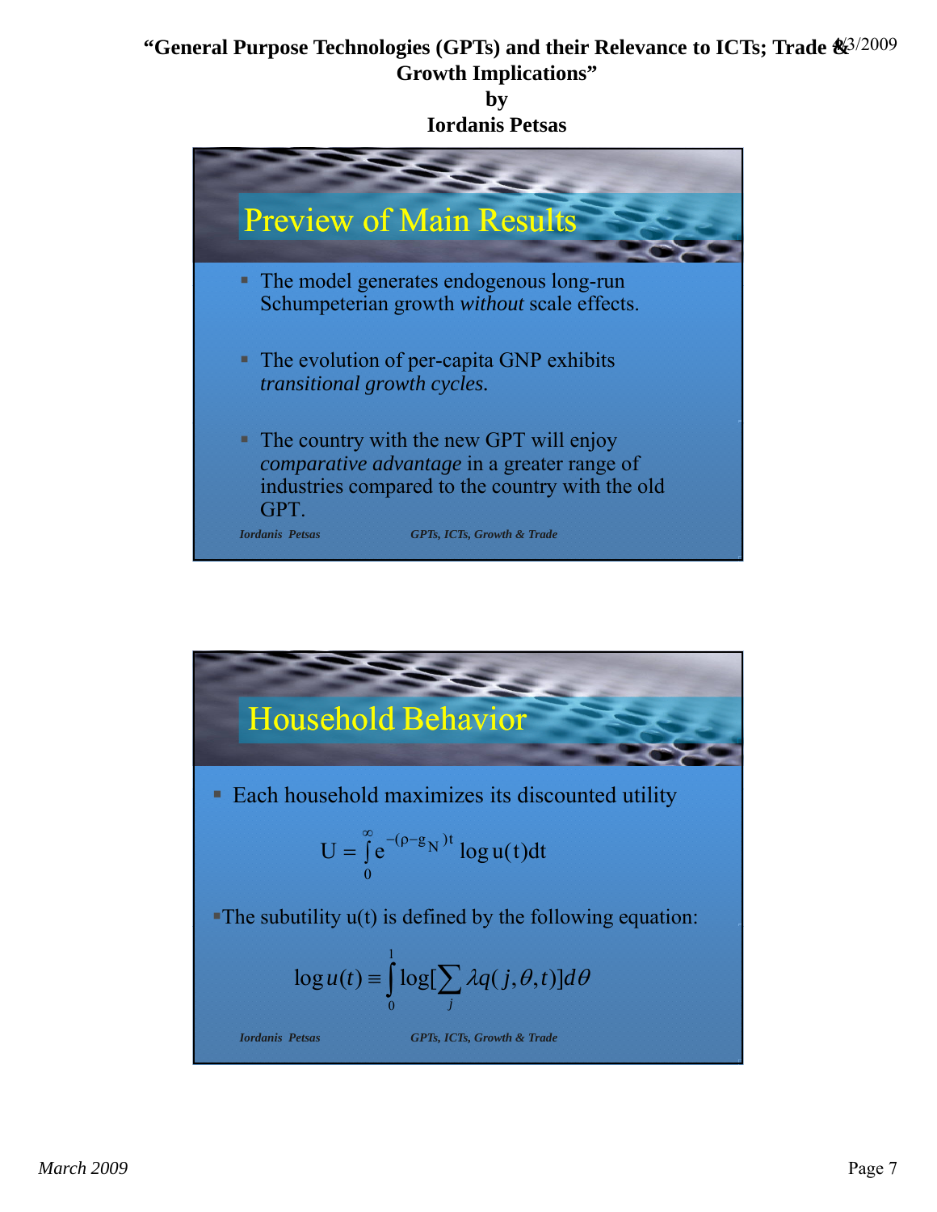## Preview of Main Results

- The model generates endogenous long-run Schumpeterian growth *without* scale effects.
- The evolution of per-capita GNP exhibits *transitional growth cycles.*
- The country with the new GPT will enjoy *comparative advantage* in a greater range of industries compared to the country with the old GPT.

## Household Behavior

- Each household maximizes its discounted utility

$$U = \int_0^\infty e^{-(\rho - g_N)t} \log u(t) dt$$

- The subutility u(t) is defined by the following equation:

$$\log u(t) \equiv \int_0^1 \log[\sum_j \lambda q(j,\theta,t)] d\theta$$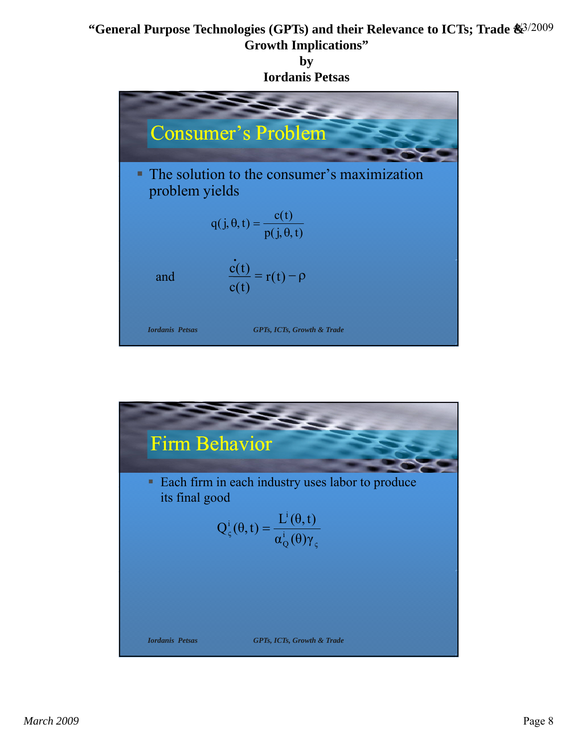## Consumer's Problem

- The solution to the consumer's maximization problem yields

$$q(j,\theta,t) = \frac{c(t)}{p(j,\theta,t)}$$

and

$$\frac{\dot{c}(t)}{c(t)} = r(t) - \rho$$

## Firm Behavior

- Each firm in each industry uses labor to produce its final good

$$Q_{\varsigma}^{i}(\theta,t) = \frac{L^{i}(\theta,t)}{\alpha_{Q}^{i}(\theta)\gamma_{\varsigma}}$$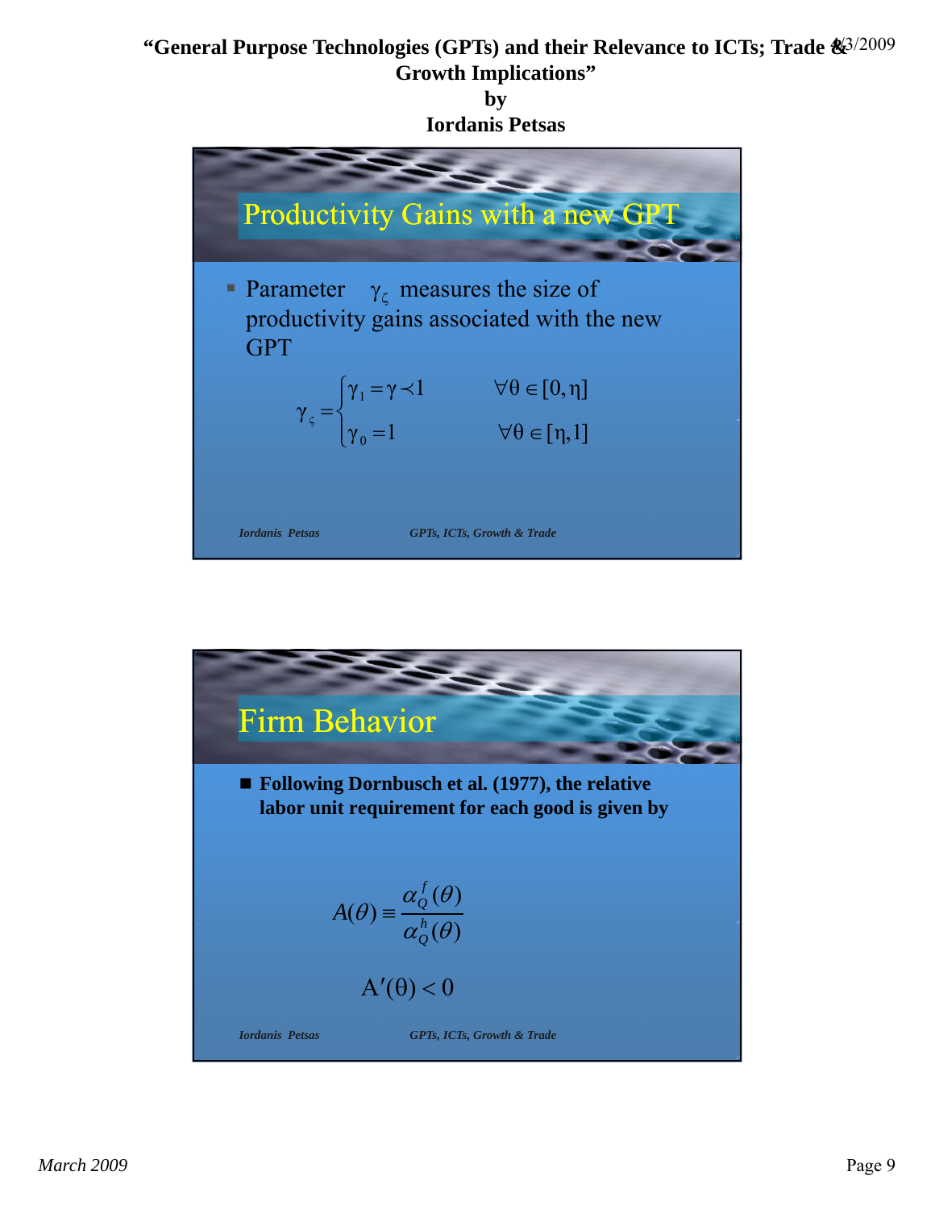## Productivity Gains with a new GPT

- Parameter $\gamma_\zeta$ measures the size of productivity gains associated with the new GPT

$$\gamma_\varsigma = \begin{cases} \gamma_1 = \gamma \prec 1 & \forall \theta \in [0, \eta] \\ \gamma_0 = 1 & \forall \theta \in [\eta, 1] \end{cases}$$

*Iordanis Petsas* *GPTs, ICTs, Growth & Trade*

## Firm Behavior

- **Following Dornbusch et al. (1977), the relative labor unit requirement for each good is given by**

$$A(\theta) \equiv \frac{\alpha_Q^f(\theta)}{\alpha_Q^h(\theta)}$$

$$A'(\theta) < 0$$

*Iordanis Petsas* *GPTs, ICTs, Growth & Trade*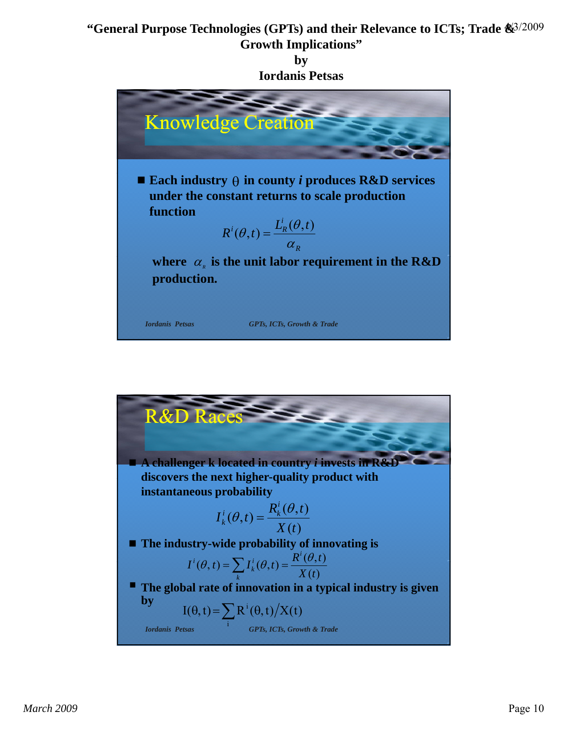## Knowledge Creation

- **Each industry θ in county *i* produces R&D services under the constant returns to scale production function**

$$R^i(\theta,t) = \frac{L_R^i(\theta,t)}{\alpha_R}$$

**where $\alpha_R$ is the unit labor requirement in the R&D production.**

*Iordanis Petsas* *GPTs, ICTs, Growth & Trade*

## R&D Races

- **A challenger k located in country *i* invests in R&D discovers the next higher-quality product with instantaneous probability**

$$I_k^i(\theta,t) = \frac{R_k^i(\theta,t)}{X(t)}$$

- **The industry-wide probability of innovating is**

$$I^i(\theta,t) = \sum_k I_k^i(\theta,t) = \frac{R^i(\theta,t)}{X(t)}$$

- **The global rate of innovation in a typical industry is given by**

$$I(\theta,t) = \sum_i R^i(\theta,t) / X(t)$$

*Iordanis Petsas* *GPTs, ICTs, Growth & Trade*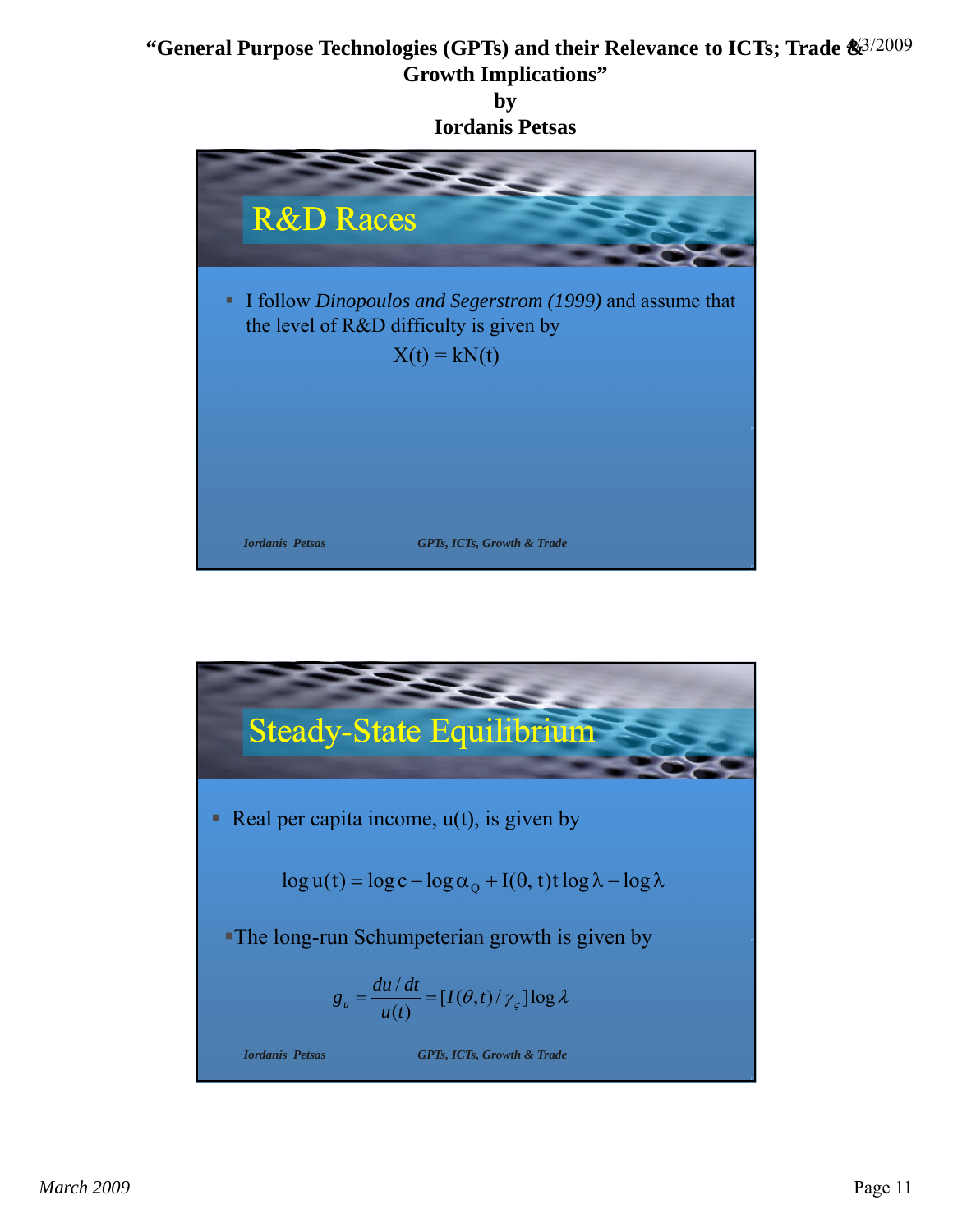## R&D Races

- I follow *Dinopoulos and Segerstrom (1999)* and assume that the level of R&D difficulty is given by

$$X(t) = kN(t)$$

## Steady-State Equilibrium

- Real per capita income, u(t), is given by

$$\log u(t) = \log c - \log \alpha_Q + I(\theta, t) t \log \lambda - \log \lambda$$

- The long-run Schumpeterian growth is given by

$$g_u = \frac{du/dt}{u(t)} = [I(\theta, t)/\gamma_\varsigma] \log \lambda$$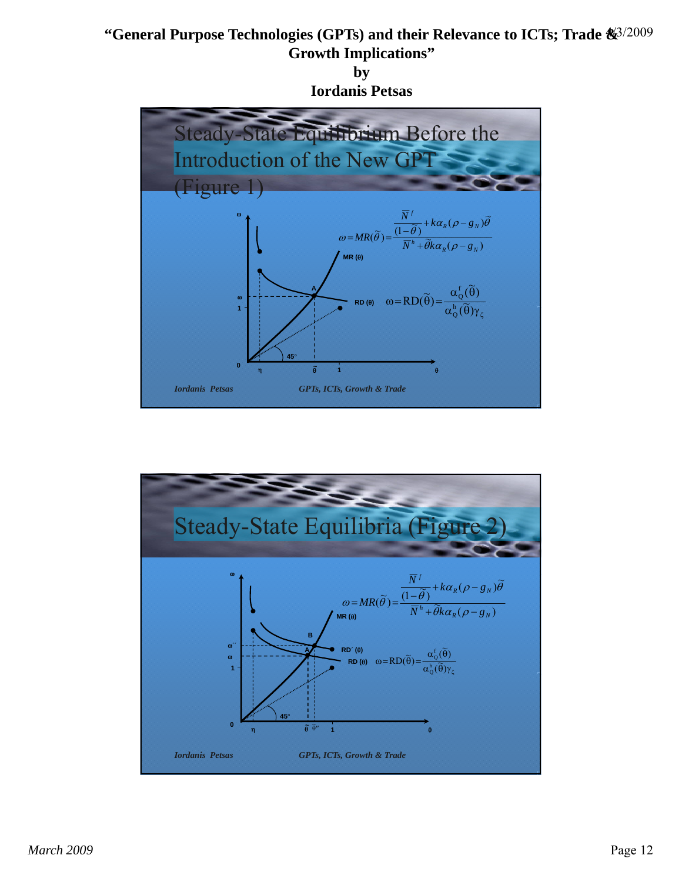## Steady-State Equilibrium Before the Introduction of the New GPT (Figure 1)

ω

$$\omega = MR(\tilde{\theta}) = \frac{\dfrac{\overline{N}^f}{(1-\tilde{\theta})} + k\alpha_R(\rho - g_N)\tilde{\theta}}{\overline{N}^h + \tilde{\theta}k\alpha_R(\rho - g_N)}$$

MR (θ)

A

ω

1

RD (θ)

$$\omega = RD(\tilde{\theta}) = \frac{\alpha_Q^f(\tilde{\theta})}{\alpha_Q^h(\tilde{\theta})\gamma_\zeta}$$

45°

0

η

$\tilde{\theta}$

1

θ

*Iordanis Petsas* *GPTs, ICTs, Growth & Trade*

## Steady-State Equilibria (Figure 2)

ω

$$\omega = MR(\tilde{\theta}) = \frac{\dfrac{\overline{N}^f}{(1-\tilde{\theta})} + k\alpha_R(\rho - g_N)\tilde{\theta}}{\overline{N}^h + \tilde{\theta}k\alpha_R(\rho - g_N)}$$

MR (θ)

B

ω''

A

ω

RD'' (θ)

RD (θ)

1

$$\omega = RD(\tilde{\theta}) = \frac{\alpha_Q^f(\tilde{\theta})}{\alpha_Q^h(\tilde{\theta})\gamma_\zeta}$$

45°

0

η

$\tilde{\theta}$ $\tilde{\theta}''$

1

θ

*Iordanis Petsas* *GPTs, ICTs, Growth & Trade*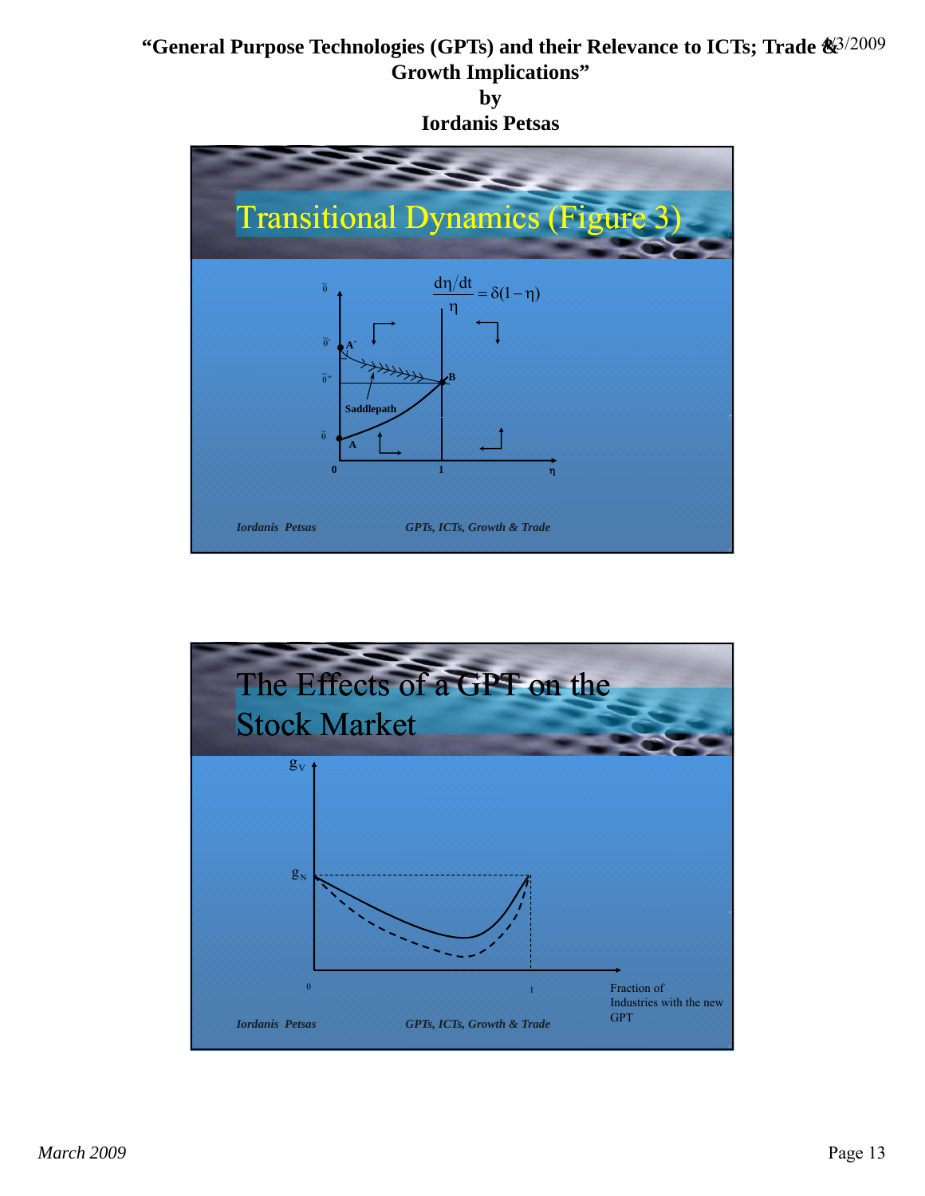## Transitional Dynamics (Figure 3)

$$\frac{d\eta/dt}{\eta} = \delta(1-\eta)$$

$\tilde{\theta}$

$\tilde{\theta}'$

A′

$\tilde{\theta}''$

B

Saddlepath

$\tilde{\theta}$

A

0

1

$\eta$

*Iordanis Petsas* *GPTs, ICTs, Growth & Trade*

## The Effects of a GPT on the Stock Market

$g_V$

$g_N$

0

1

Fraction of Industries with the new GPT

*Iordanis Petsas* *GPTs, ICTs, Growth & Trade*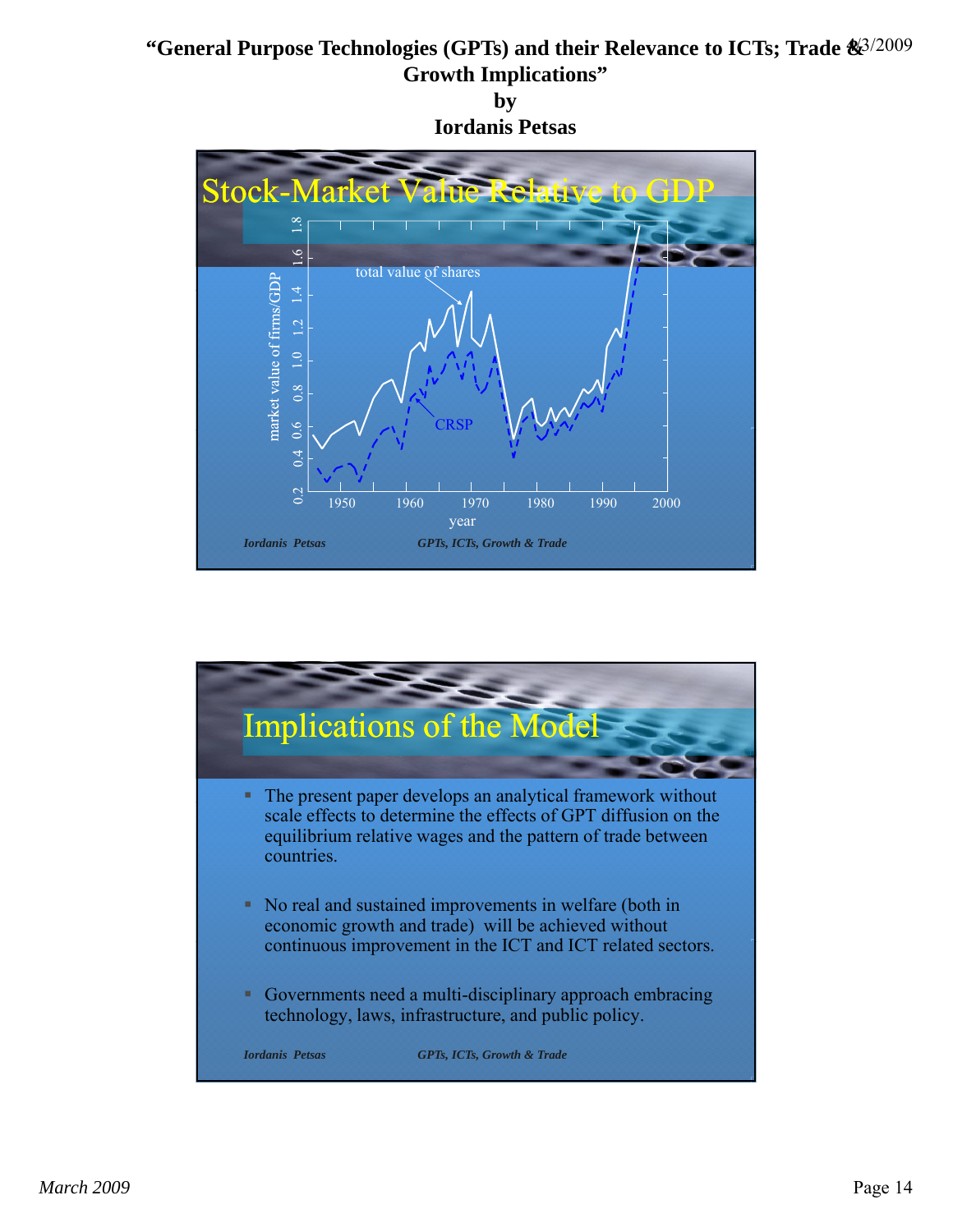## Stock-Market Value Relative to GDP

market value of firms/GDP

0.2 0.4 0.6 0.8 1.0 1.2 1.4 1.6 1.8

total value of shares

CRSP

1950 1960 1970 1980 1990 2000

year

## Implications of the Model

- The present paper develops an analytical framework without scale effects to determine the effects of GPT diffusion on the equilibrium relative wages and the pattern of trade between countries.
- No real and sustained improvements in welfare (both in economic growth and trade) will be achieved without continuous improvement in the ICT and ICT related sectors.
- Governments need a multi-disciplinary approach embracing technology, laws, infrastructure, and public policy.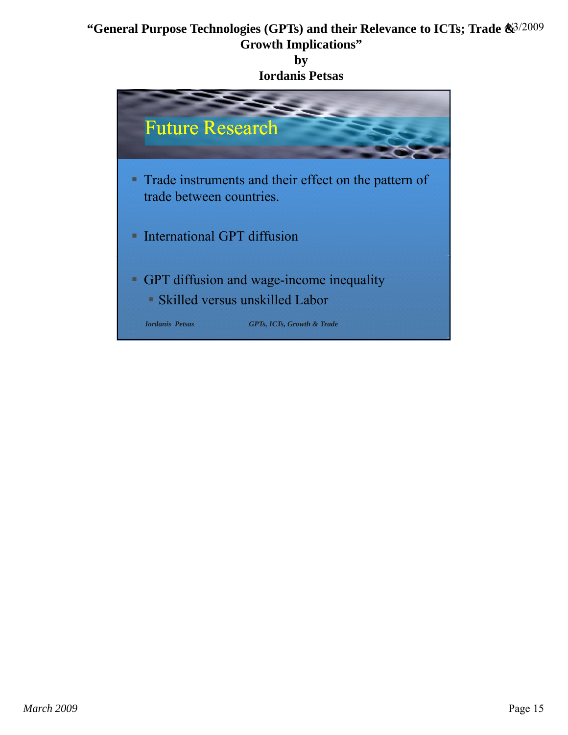## Future Research

- Trade instruments and their effect on the pattern of trade between countries.
- International GPT diffusion
- GPT diffusion and wage-income inequality
  - Skilled versus unskilled Labor